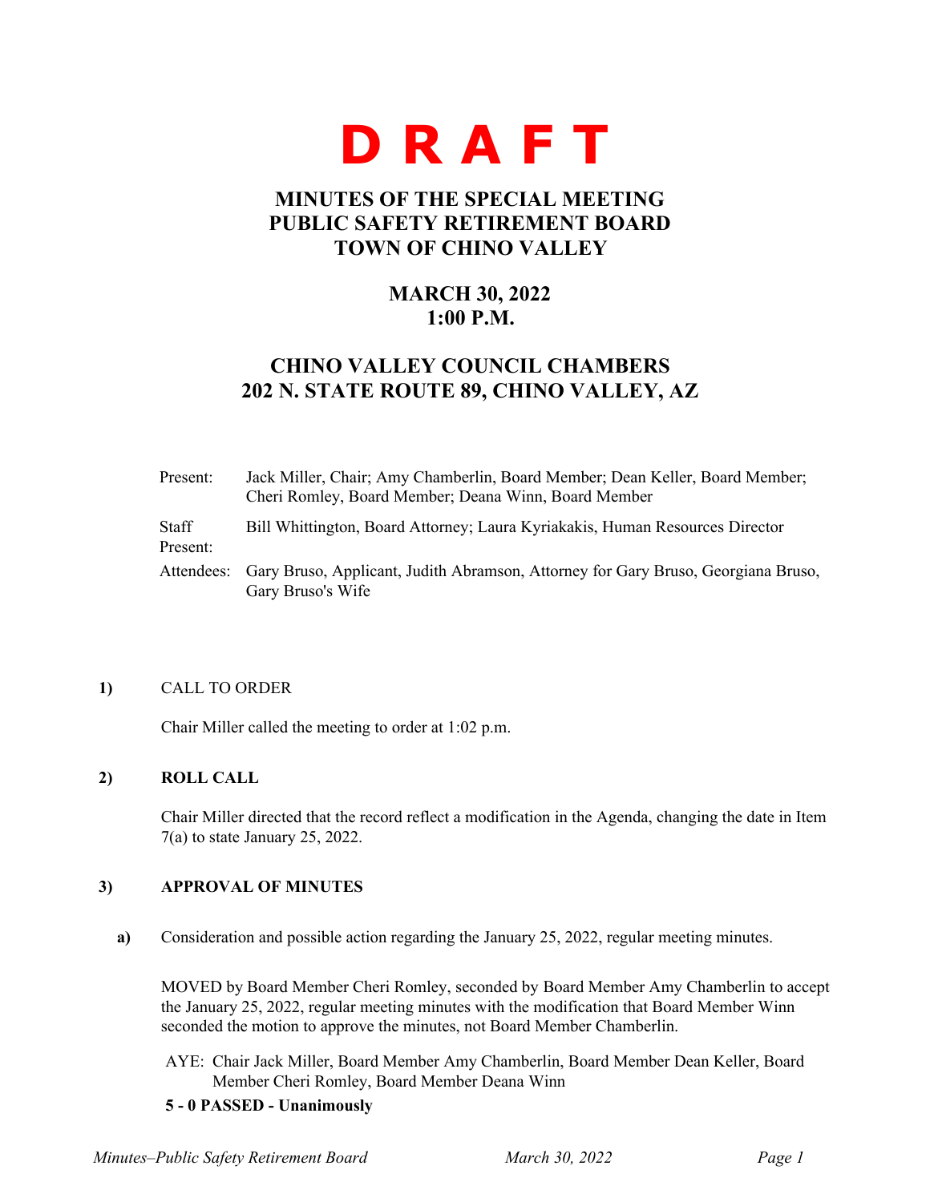# D R A F T

## MINUTES OF THE SPECIAL MEETING
## PUBLIC SAFETY RETIREMENT BOARD
## TOWN OF CHINO VALLEY

### MARCH 30, 2022
### 1:00 P.M.

### CHINO VALLEY COUNCIL CHAMBERS
### 202 N. STATE ROUTE 89, CHINO VALLEY, AZ

Present: Jack Miller, Chair; Amy Chamberlin, Board Member; Dean Keller, Board Member; Cheri Romley, Board Member; Deana Winn, Board Member

Staff Present: Bill Whittington, Board Attorney; Laura Kyriakakis, Human Resources Director

Attendees: Gary Bruso, Applicant, Judith Abramson, Attorney for Gary Bruso, Georgiana Bruso, Gary Bruso's Wife

**1)** CALL TO ORDER

Chair Miller called the meeting to order at 1:02 p.m.

**2) ROLL CALL**

Chair Miller directed that the record reflect a modification in the Agenda, changing the date in Item 7(a) to state January 25, 2022.

**3) APPROVAL OF MINUTES**

**a)** Consideration and possible action regarding the January 25, 2022, regular meeting minutes.

MOVED by Board Member Cheri Romley, seconded by Board Member Amy Chamberlin to accept the January 25, 2022, regular meeting minutes with the modification that Board Member Winn seconded the motion to approve the minutes, not Board Member Chamberlin.

AYE: Chair Jack Miller, Board Member Amy Chamberlin, Board Member Dean Keller, Board Member Cheri Romley, Board Member Deana Winn

**5 - 0 PASSED - Unanimously**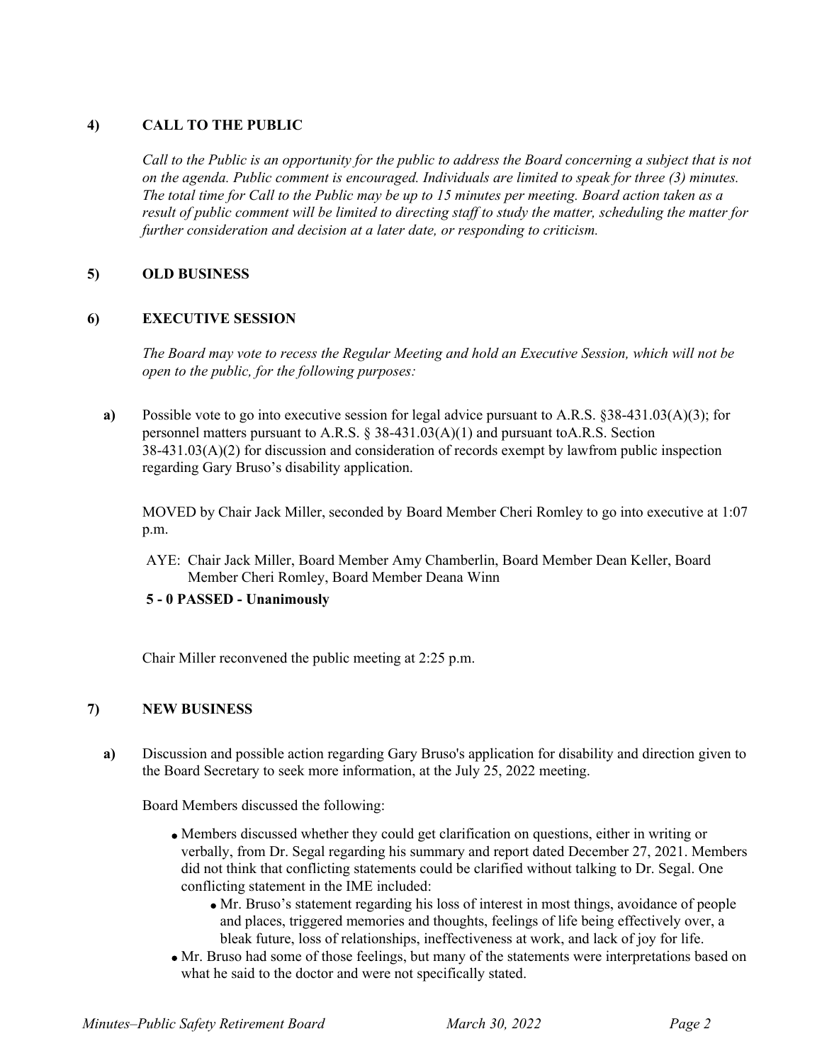**4) CALL TO THE PUBLIC**

*Call to the Public is an opportunity for the public to address the Board concerning a subject that is not on the agenda. Public comment is encouraged. Individuals are limited to speak for three (3) minutes. The total time for Call to the Public may be up to 15 minutes per meeting. Board action taken as a result of public comment will be limited to directing staff to study the matter, scheduling the matter for further consideration and decision at a later date, or responding to criticism.*

**5) OLD BUSINESS**

**6) EXECUTIVE SESSION**

*The Board may vote to recess the Regular Meeting and hold an Executive Session, which will not be open to the public, for the following purposes:*

**a)** Possible vote to go into executive session for legal advice pursuant to A.R.S. §38-431.03(A)(3); for personnel matters pursuant to A.R.S. § 38-431.03(A)(1) and pursuant toA.R.S. Section 38-431.03(A)(2) for discussion and consideration of records exempt by lawfrom public inspection regarding Gary Bruso's disability application.

MOVED by Chair Jack Miller, seconded by Board Member Cheri Romley to go into executive at 1:07 p.m.

AYE: Chair Jack Miller, Board Member Amy Chamberlin, Board Member Dean Keller, Board Member Cheri Romley, Board Member Deana Winn

**5 - 0 PASSED - Unanimously**

Chair Miller reconvened the public meeting at 2:25 p.m.

**7) NEW BUSINESS**

**a)** Discussion and possible action regarding Gary Bruso's application for disability and direction given to the Board Secretary to seek more information, at the July 25, 2022 meeting.

Board Members discussed the following:

- Members discussed whether they could get clarification on questions, either in writing or verbally, from Dr. Segal regarding his summary and report dated December 27, 2021. Members did not think that conflicting statements could be clarified without talking to Dr. Segal. One conflicting statement in the IME included:
  - Mr. Bruso's statement regarding his loss of interest in most things, avoidance of people and places, triggered memories and thoughts, feelings of life being effectively over, a bleak future, loss of relationships, ineffectiveness at work, and lack of joy for life.
- Mr. Bruso had some of those feelings, but many of the statements were interpretations based on what he said to the doctor and were not specifically stated.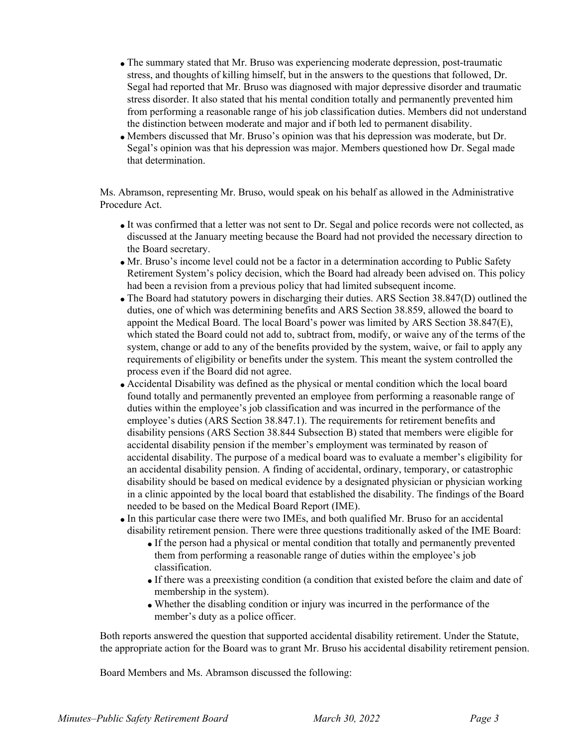- The summary stated that Mr. Bruso was experiencing moderate depression, post-traumatic stress, and thoughts of killing himself, but in the answers to the questions that followed, Dr. Segal had reported that Mr. Bruso was diagnosed with major depressive disorder and traumatic stress disorder. It also stated that his mental condition totally and permanently prevented him from performing a reasonable range of his job classification duties. Members did not understand the distinction between moderate and major and if both led to permanent disability.
- Members discussed that Mr. Bruso's opinion was that his depression was moderate, but Dr. Segal's opinion was that his depression was major. Members questioned how Dr. Segal made that determination.

Ms. Abramson, representing Mr. Bruso, would speak on his behalf as allowed in the Administrative Procedure Act.

- It was confirmed that a letter was not sent to Dr. Segal and police records were not collected, as discussed at the January meeting because the Board had not provided the necessary direction to the Board secretary.
- Mr. Bruso's income level could not be a factor in a determination according to Public Safety Retirement System's policy decision, which the Board had already been advised on. This policy had been a revision from a previous policy that had limited subsequent income.
- The Board had statutory powers in discharging their duties. ARS Section 38.847(D) outlined the duties, one of which was determining benefits and ARS Section 38.859, allowed the board to appoint the Medical Board. The local Board's power was limited by ARS Section 38.847(E), which stated the Board could not add to, subtract from, modify, or waive any of the terms of the system, change or add to any of the benefits provided by the system, waive, or fail to apply any requirements of eligibility or benefits under the system. This meant the system controlled the process even if the Board did not agree.
- Accidental Disability was defined as the physical or mental condition which the local board found totally and permanently prevented an employee from performing a reasonable range of duties within the employee's job classification and was incurred in the performance of the employee's duties (ARS Section 38.847.1). The requirements for retirement benefits and disability pensions (ARS Section 38.844 Subsection B) stated that members were eligible for accidental disability pension if the member's employment was terminated by reason of accidental disability. The purpose of a medical board was to evaluate a member's eligibility for an accidental disability pension. A finding of accidental, ordinary, temporary, or catastrophic disability should be based on medical evidence by a designated physician or physician working in a clinic appointed by the local board that established the disability. The findings of the Board needed to be based on the Medical Board Report (IME).
- In this particular case there were two IMEs, and both qualified Mr. Bruso for an accidental disability retirement pension. There were three questions traditionally asked of the IME Board:
  - If the person had a physical or mental condition that totally and permanently prevented them from performing a reasonable range of duties within the employee's job classification.
  - If there was a preexisting condition (a condition that existed before the claim and date of membership in the system).
  - Whether the disabling condition or injury was incurred in the performance of the member's duty as a police officer.

Both reports answered the question that supported accidental disability retirement. Under the Statute, the appropriate action for the Board was to grant Mr. Bruso his accidental disability retirement pension.

Board Members and Ms. Abramson discussed the following: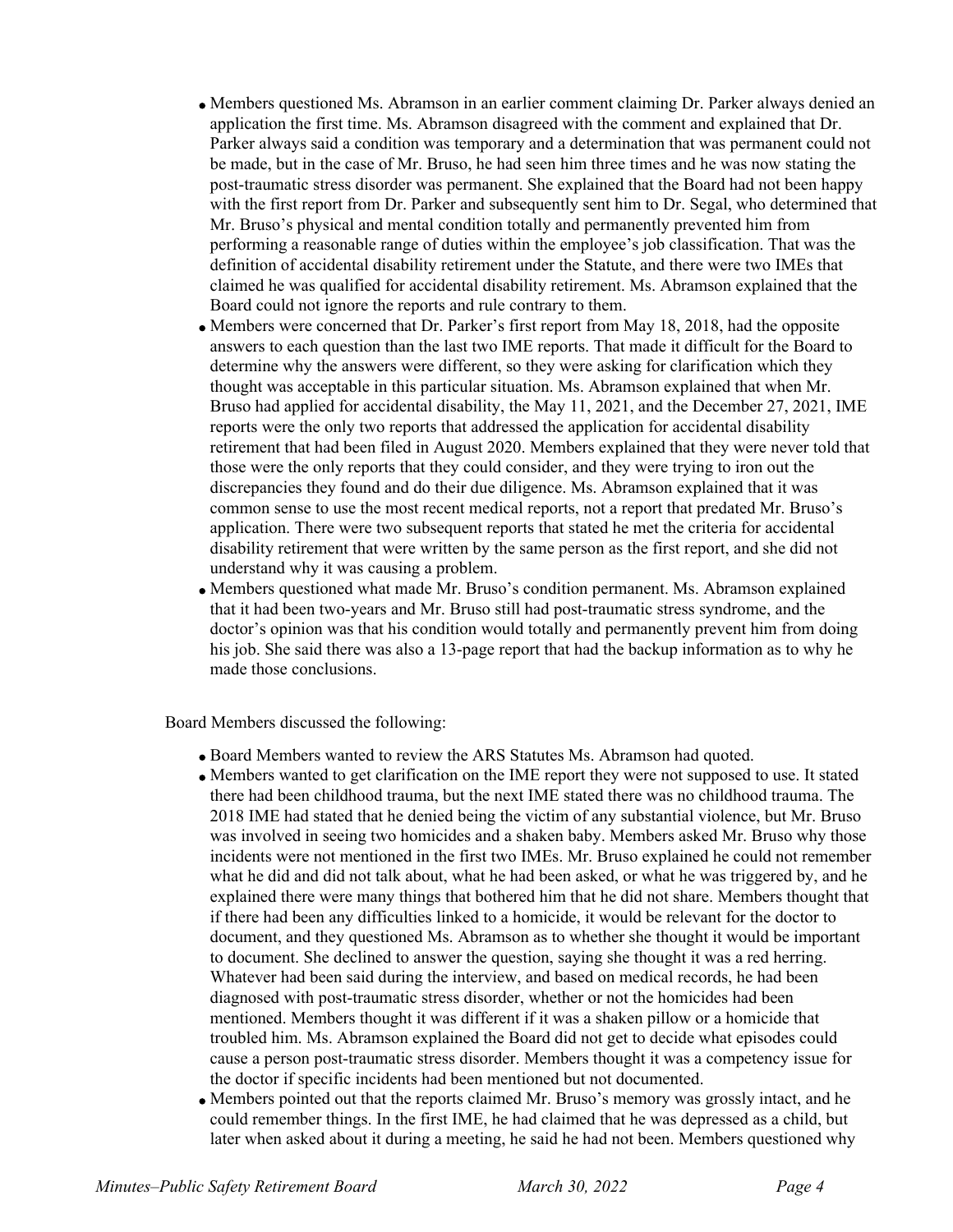- Members questioned Ms. Abramson in an earlier comment claiming Dr. Parker always denied an application the first time. Ms. Abramson disagreed with the comment and explained that Dr. Parker always said a condition was temporary and a determination that was permanent could not be made, but in the case of Mr. Bruso, he had seen him three times and he was now stating the post-traumatic stress disorder was permanent. She explained that the Board had not been happy with the first report from Dr. Parker and subsequently sent him to Dr. Segal, who determined that Mr. Bruso's physical and mental condition totally and permanently prevented him from performing a reasonable range of duties within the employee's job classification. That was the definition of accidental disability retirement under the Statute, and there were two IMEs that claimed he was qualified for accidental disability retirement. Ms. Abramson explained that the Board could not ignore the reports and rule contrary to them.
- Members were concerned that Dr. Parker's first report from May 18, 2018, had the opposite answers to each question than the last two IME reports. That made it difficult for the Board to determine why the answers were different, so they were asking for clarification which they thought was acceptable in this particular situation. Ms. Abramson explained that when Mr. Bruso had applied for accidental disability, the May 11, 2021, and the December 27, 2021, IME reports were the only two reports that addressed the application for accidental disability retirement that had been filed in August 2020. Members explained that they were never told that those were the only reports that they could consider, and they were trying to iron out the discrepancies they found and do their due diligence. Ms. Abramson explained that it was common sense to use the most recent medical reports, not a report that predated Mr. Bruso's application. There were two subsequent reports that stated he met the criteria for accidental disability retirement that were written by the same person as the first report, and she did not understand why it was causing a problem.
- Members questioned what made Mr. Bruso's condition permanent. Ms. Abramson explained that it had been two-years and Mr. Bruso still had post-traumatic stress syndrome, and the doctor's opinion was that his condition would totally and permanently prevent him from doing his job. She said there was also a 13-page report that had the backup information as to why he made those conclusions.

Board Members discussed the following:

- Board Members wanted to review the ARS Statutes Ms. Abramson had quoted.
- Members wanted to get clarification on the IME report they were not supposed to use. It stated there had been childhood trauma, but the next IME stated there was no childhood trauma. The 2018 IME had stated that he denied being the victim of any substantial violence, but Mr. Bruso was involved in seeing two homicides and a shaken baby. Members asked Mr. Bruso why those incidents were not mentioned in the first two IMEs. Mr. Bruso explained he could not remember what he did and did not talk about, what he had been asked, or what he was triggered by, and he explained there were many things that bothered him that he did not share. Members thought that if there had been any difficulties linked to a homicide, it would be relevant for the doctor to document, and they questioned Ms. Abramson as to whether she thought it would be important to document. She declined to answer the question, saying she thought it was a red herring. Whatever had been said during the interview, and based on medical records, he had been diagnosed with post-traumatic stress disorder, whether or not the homicides had been mentioned. Members thought it was different if it was a shaken pillow or a homicide that troubled him. Ms. Abramson explained the Board did not get to decide what episodes could cause a person post-traumatic stress disorder. Members thought it was a competency issue for the doctor if specific incidents had been mentioned but not documented.
- Members pointed out that the reports claimed Mr. Bruso's memory was grossly intact, and he could remember things. In the first IME, he had claimed that he was depressed as a child, but later when asked about it during a meeting, he said he had not been. Members questioned why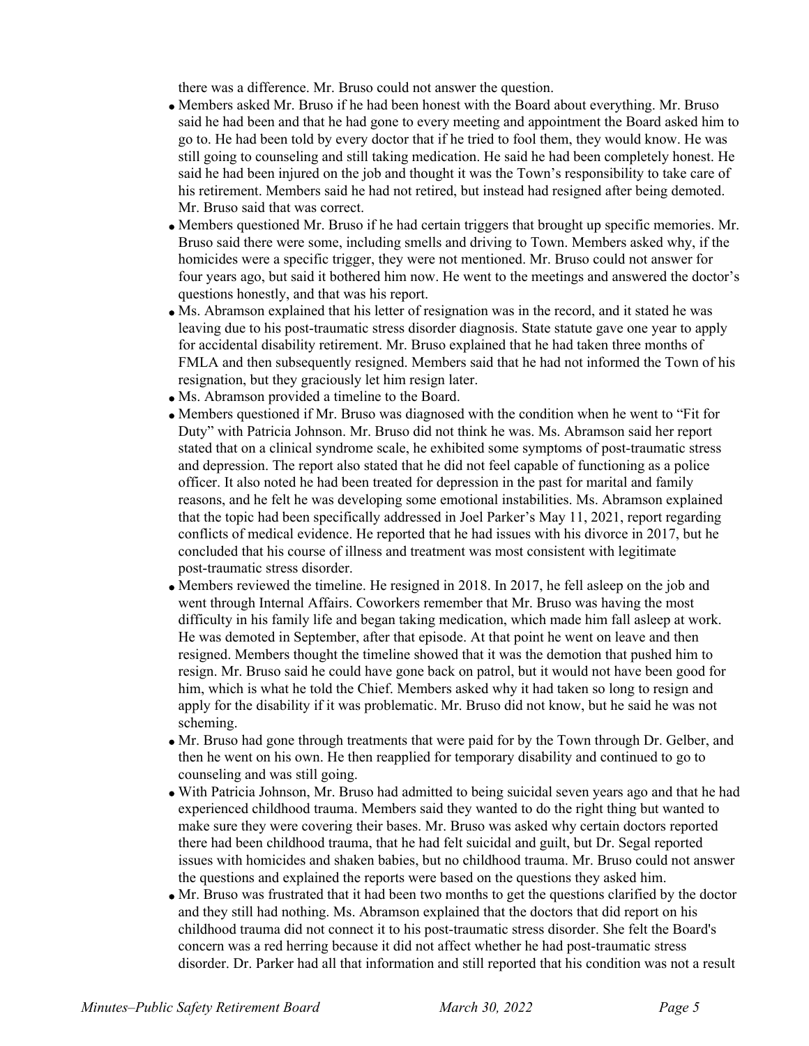there was a difference. Mr. Bruso could not answer the question.

- Members asked Mr. Bruso if he had been honest with the Board about everything. Mr. Bruso said he had been and that he had gone to every meeting and appointment the Board asked him to go to. He had been told by every doctor that if he tried to fool them, they would know. He was still going to counseling and still taking medication. He said he had been completely honest. He said he had been injured on the job and thought it was the Town's responsibility to take care of his retirement. Members said he had not retired, but instead had resigned after being demoted. Mr. Bruso said that was correct.
- Members questioned Mr. Bruso if he had certain triggers that brought up specific memories. Mr. Bruso said there were some, including smells and driving to Town. Members asked why, if the homicides were a specific trigger, they were not mentioned. Mr. Bruso could not answer for four years ago, but said it bothered him now. He went to the meetings and answered the doctor's questions honestly, and that was his report.
- Ms. Abramson explained that his letter of resignation was in the record, and it stated he was leaving due to his post-traumatic stress disorder diagnosis. State statute gave one year to apply for accidental disability retirement. Mr. Bruso explained that he had taken three months of FMLA and then subsequently resigned. Members said that he had not informed the Town of his resignation, but they graciously let him resign later.
- Ms. Abramson provided a timeline to the Board.
- Members questioned if Mr. Bruso was diagnosed with the condition when he went to "Fit for Duty" with Patricia Johnson. Mr. Bruso did not think he was. Ms. Abramson said her report stated that on a clinical syndrome scale, he exhibited some symptoms of post-traumatic stress and depression. The report also stated that he did not feel capable of functioning as a police officer. It also noted he had been treated for depression in the past for marital and family reasons, and he felt he was developing some emotional instabilities. Ms. Abramson explained that the topic had been specifically addressed in Joel Parker's May 11, 2021, report regarding conflicts of medical evidence. He reported that he had issues with his divorce in 2017, but he concluded that his course of illness and treatment was most consistent with legitimate post-traumatic stress disorder.
- Members reviewed the timeline. He resigned in 2018. In 2017, he fell asleep on the job and went through Internal Affairs. Coworkers remember that Mr. Bruso was having the most difficulty in his family life and began taking medication, which made him fall asleep at work. He was demoted in September, after that episode. At that point he went on leave and then resigned. Members thought the timeline showed that it was the demotion that pushed him to resign. Mr. Bruso said he could have gone back on patrol, but it would not have been good for him, which is what he told the Chief. Members asked why it had taken so long to resign and apply for the disability if it was problematic. Mr. Bruso did not know, but he said he was not scheming.
- Mr. Bruso had gone through treatments that were paid for by the Town through Dr. Gelber, and then he went on his own. He then reapplied for temporary disability and continued to go to counseling and was still going.
- With Patricia Johnson, Mr. Bruso had admitted to being suicidal seven years ago and that he had experienced childhood trauma. Members said they wanted to do the right thing but wanted to make sure they were covering their bases. Mr. Bruso was asked why certain doctors reported there had been childhood trauma, that he had felt suicidal and guilt, but Dr. Segal reported issues with homicides and shaken babies, but no childhood trauma. Mr. Bruso could not answer the questions and explained the reports were based on the questions they asked him.
- Mr. Bruso was frustrated that it had been two months to get the questions clarified by the doctor and they still had nothing. Ms. Abramson explained that the doctors that did report on his childhood trauma did not connect it to his post-traumatic stress disorder. She felt the Board's concern was a red herring because it did not affect whether he had post-traumatic stress disorder. Dr. Parker had all that information and still reported that his condition was not a result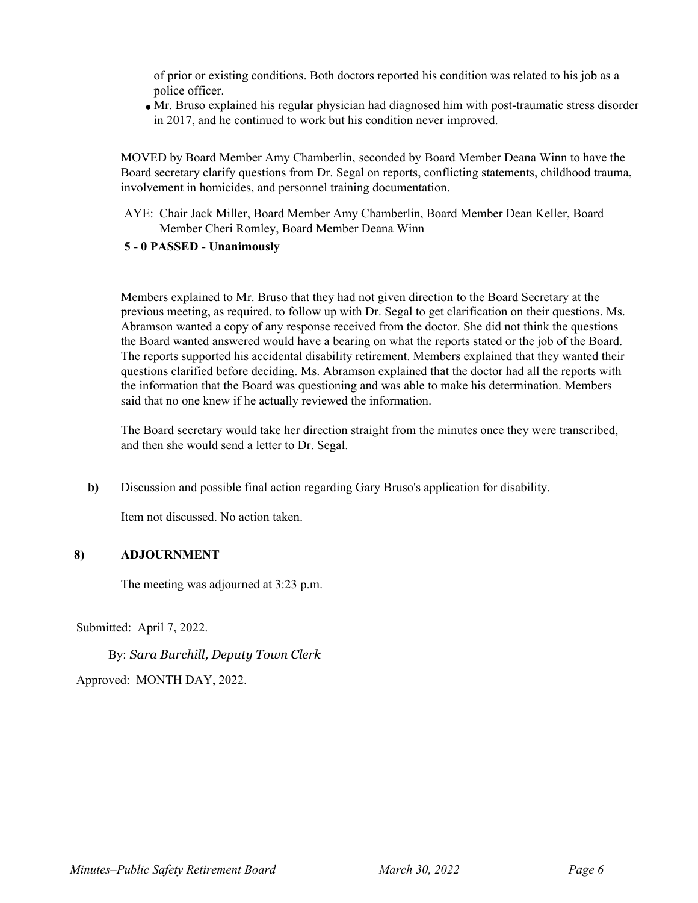of prior or existing conditions. Both doctors reported his condition was related to his job as a police officer.

- Mr. Bruso explained his regular physician had diagnosed him with post-traumatic stress disorder in 2017, and he continued to work but his condition never improved.

MOVED by Board Member Amy Chamberlin, seconded by Board Member Deana Winn to have the Board secretary clarify questions from Dr. Segal on reports, conflicting statements, childhood trauma, involvement in homicides, and personnel training documentation.

AYE: Chair Jack Miller, Board Member Amy Chamberlin, Board Member Dean Keller, Board Member Cheri Romley, Board Member Deana Winn

**5 - 0 PASSED - Unanimously**

Members explained to Mr. Bruso that they had not given direction to the Board Secretary at the previous meeting, as required, to follow up with Dr. Segal to get clarification on their questions. Ms. Abramson wanted a copy of any response received from the doctor. She did not think the questions the Board wanted answered would have a bearing on what the reports stated or the job of the Board. The reports supported his accidental disability retirement. Members explained that they wanted their questions clarified before deciding. Ms. Abramson explained that the doctor had all the reports with the information that the Board was questioning and was able to make his determination. Members said that no one knew if he actually reviewed the information.

The Board secretary would take her direction straight from the minutes once they were transcribed, and then she would send a letter to Dr. Segal.

**b)** Discussion and possible final action regarding Gary Bruso's application for disability.

Item not discussed. No action taken.

## 8) ADJOURNMENT

The meeting was adjourned at 3:23 p.m.

Submitted: April 7, 2022.

By: *Sara Burchill, Deputy Town Clerk*

Approved: MONTH DAY, 2022.